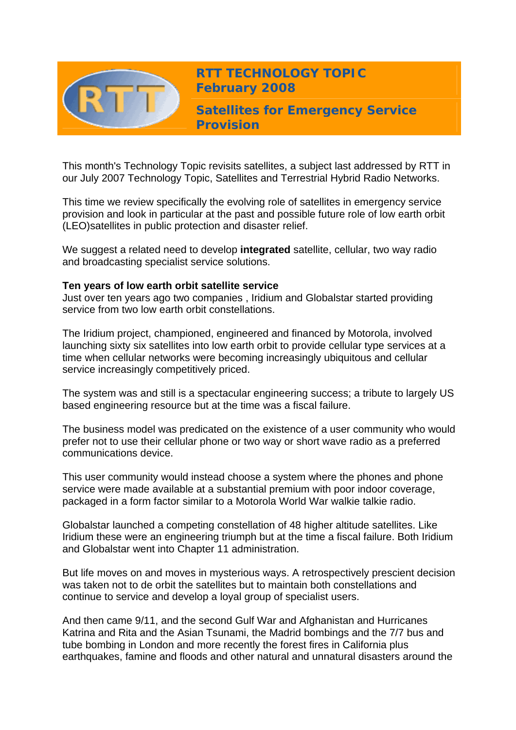# RTT TECHNOLOGY TOPIC February 2008

## Satellites for Emergency Service Provision

This month's Technology Topic revisits satellites, a subject last addressed by RTT in our July 2007 Technology Topic, Satellites and Terrestrial Hybrid Radio Networks.

This time we review specifically the evolving role of satellites in emergency service provision and look in particular at the past and possible future role of low earth orbit (LEO)satellites in public protection and disaster relief.

We suggest a related need to develop **integrated** satellite, cellular, two way radio and broadcasting specialist service solutions.

**Ten years of low earth orbit satellite service**
Just over ten years ago two companies , Iridium and Globalstar started providing service from two low earth orbit constellations.

The Iridium project, championed, engineered and financed by Motorola, involved launching sixty six satellites into low earth orbit to provide cellular type services at a time when cellular networks were becoming increasingly ubiquitous and cellular service increasingly competitively priced.

The system was and still is a spectacular engineering success; a tribute to largely US based engineering resource but at the time was a fiscal failure.

The business model was predicated on the existence of a user community who would prefer not to use their cellular phone or two way or short wave radio as a preferred communications device.

This user community would instead choose a system where the phones and phone service were made available at a substantial premium with poor indoor coverage, packaged in a form factor similar to a Motorola World War walkie talkie radio.

Globalstar launched a competing constellation of 48 higher altitude satellites. Like Iridium these were an engineering triumph but at the time a fiscal failure. Both Iridium and Globalstar went into Chapter 11 administration.

But life moves on and moves in mysterious ways. A retrospectively prescient decision was taken not to de orbit the satellites but to maintain both constellations and continue to service and develop a loyal group of specialist users.

And then came 9/11, and the second Gulf War and Afghanistan and Hurricanes Katrina and Rita and the Asian Tsunami, the Madrid bombings and the 7/7 bus and tube bombing in London and more recently the forest fires in California plus earthquakes, famine and floods and other natural and unnatural disasters around the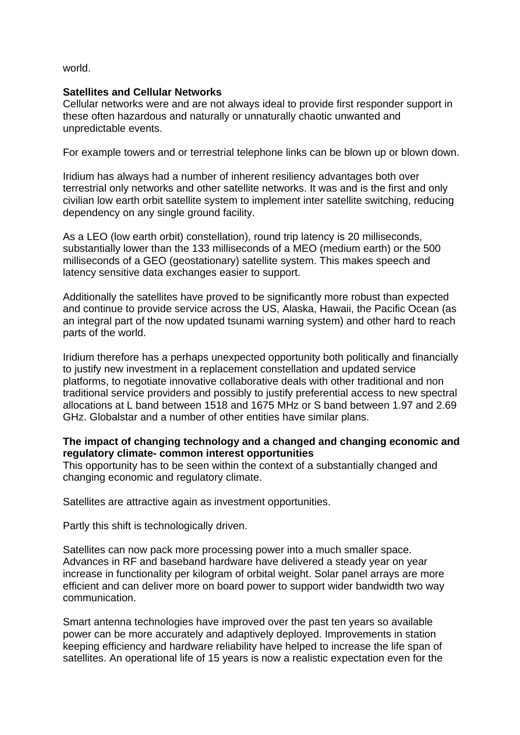world.

**Satellites and Cellular Networks**
Cellular networks were and are not always ideal to provide first responder support in these often hazardous and naturally or unnaturally chaotic unwanted and unpredictable events.

For example towers and or terrestrial telephone links can be blown up or blown down.

Iridium has always had a number of inherent resiliency advantages both over terrestrial only networks and other satellite networks. It was and is the first and only civilian low earth orbit satellite system to implement inter satellite switching, reducing dependency on any single ground facility.

As a LEO (low earth orbit) constellation), round trip latency is 20 milliseconds, substantially lower than the 133 milliseconds of a MEO (medium earth) or the 500 milliseconds of a GEO (geostationary) satellite system. This makes speech and latency sensitive data exchanges easier to support.

Additionally the satellites have proved to be significantly more robust than expected and continue to provide service across the US, Alaska, Hawaii, the Pacific Ocean (as an integral part of the now updated tsunami warning system) and other hard to reach parts of the world.

Iridium therefore has a perhaps unexpected opportunity both politically and financially to justify new investment in a replacement constellation and updated service platforms, to negotiate innovative collaborative deals with other traditional and non traditional service providers and possibly to justify preferential access to new spectral allocations at L band between 1518 and 1675 MHz or S band between 1.97 and 2.69 GHz. Globalstar and a number of other entities have similar plans.

**The impact of changing technology and a changed and changing economic and regulatory climate- common interest opportunities**
This opportunity has to be seen within the context of a substantially changed and changing economic and regulatory climate.

Satellites are attractive again as investment opportunities.

Partly this shift is technologically driven.

Satellites can now pack more processing power into a much smaller space. Advances in RF and baseband hardware have delivered a steady year on year increase in functionality per kilogram of orbital weight. Solar panel arrays are more efficient and can deliver more on board power to support wider bandwidth two way communication.

Smart antenna technologies have improved over the past ten years so available power can be more accurately and adaptively deployed. Improvements in station keeping efficiency and hardware reliability have helped to increase the life span of satellites. An operational life of 15 years is now a realistic expectation even for the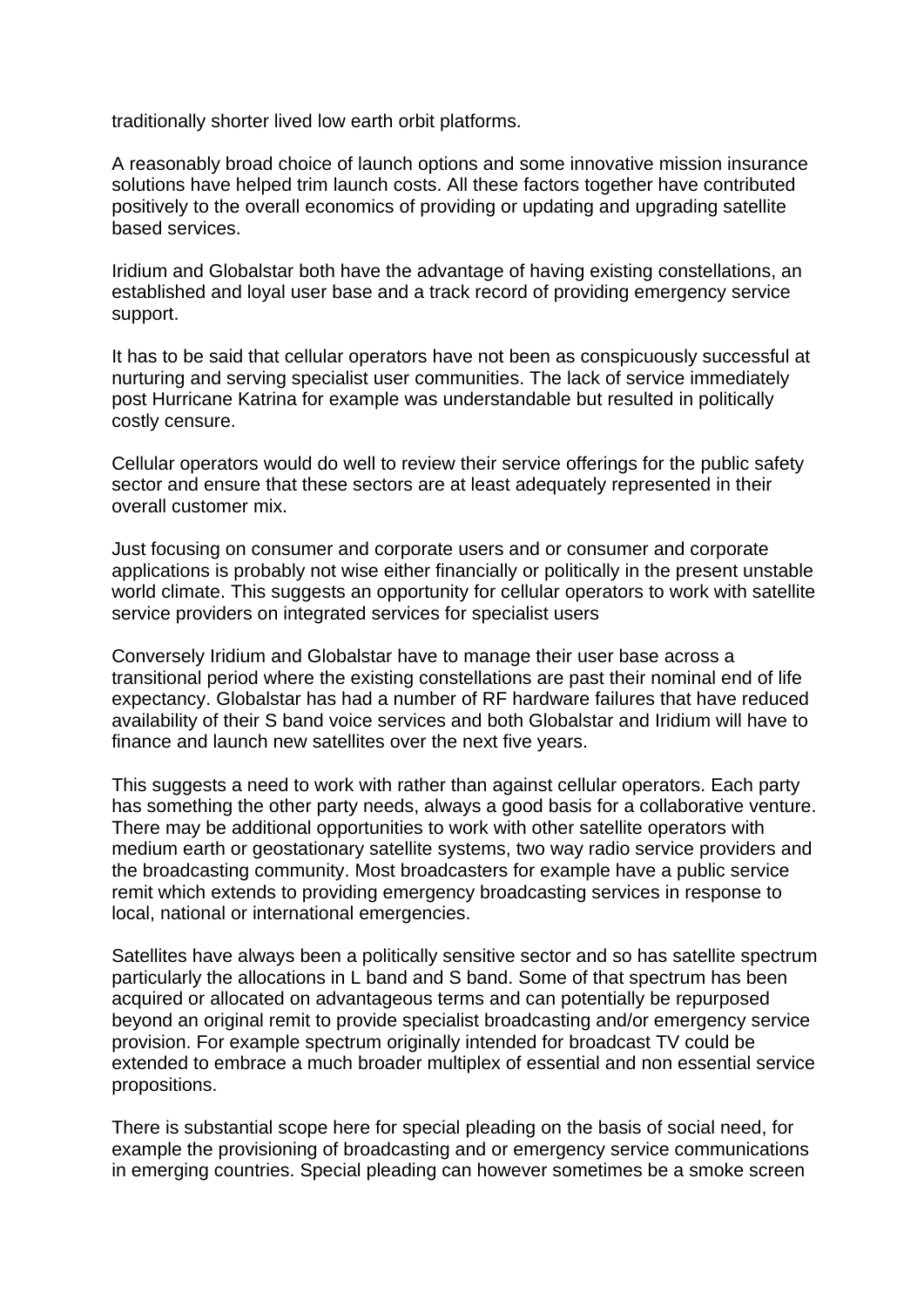traditionally shorter lived low earth orbit platforms.

A reasonably broad choice of launch options and some innovative mission insurance solutions have helped trim launch costs. All these factors together have contributed positively to the overall economics of providing or updating and upgrading satellite based services.

Iridium and Globalstar both have the advantage of having existing constellations, an established and loyal user base and a track record of providing emergency service support.

It has to be said that cellular operators have not been as conspicuously successful at nurturing and serving specialist user communities. The lack of service immediately post Hurricane Katrina for example was understandable but resulted in politically costly censure.

Cellular operators would do well to review their service offerings for the public safety sector and ensure that these sectors are at least adequately represented in their overall customer mix.

Just focusing on consumer and corporate users and or consumer and corporate applications is probably not wise either financially or politically in the present unstable world climate. This suggests an opportunity for cellular operators to work with satellite service providers on integrated services for specialist users

Conversely Iridium and Globalstar have to manage their user base across a transitional period where the existing constellations are past their nominal end of life expectancy. Globalstar has had a number of RF hardware failures that have reduced availability of their S band voice services and both Globalstar and Iridium will have to finance and launch new satellites over the next five years.

This suggests a need to work with rather than against cellular operators. Each party has something the other party needs, always a good basis for a collaborative venture. There may be additional opportunities to work with other satellite operators with medium earth or geostationary satellite systems, two way radio service providers and the broadcasting community. Most broadcasters for example have a public service remit which extends to providing emergency broadcasting services in response to local, national or international emergencies.

Satellites have always been a politically sensitive sector and so has satellite spectrum particularly the allocations in L band and S band. Some of that spectrum has been acquired or allocated on advantageous terms and can potentially be repurposed beyond an original remit to provide specialist broadcasting and/or emergency service provision. For example spectrum originally intended for broadcast TV could be extended to embrace a much broader multiplex of essential and non essential service propositions.

There is substantial scope here for special pleading on the basis of social need, for example the provisioning of broadcasting and or emergency service communications in emerging countries. Special pleading can however sometimes be a smoke screen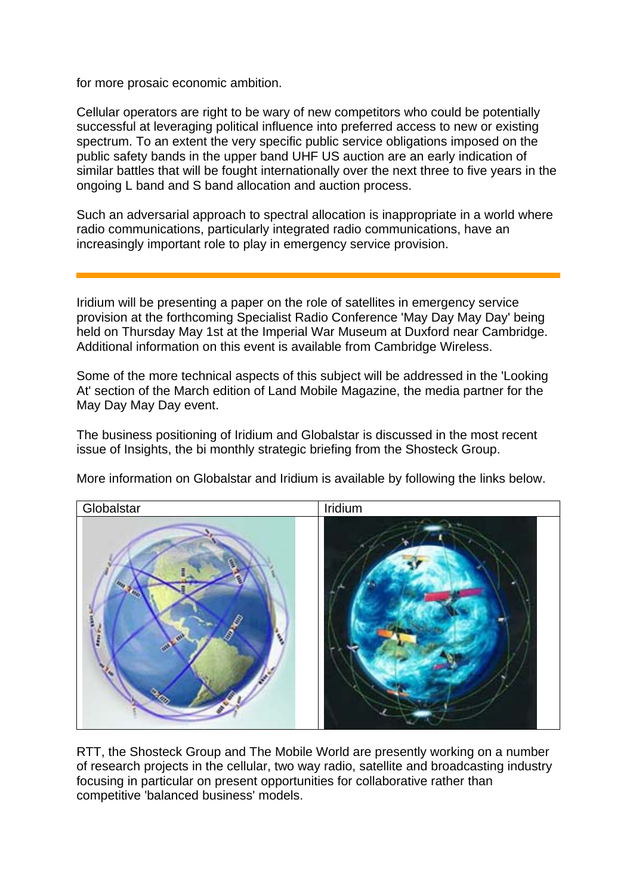for more prosaic economic ambition.

Cellular operators are right to be wary of new competitors who could be potentially successful at leveraging political influence into preferred access to new or existing spectrum. To an extent the very specific public service obligations imposed on the public safety bands in the upper band UHF US auction are an early indication of similar battles that will be fought internationally over the next three to five years in the ongoing L band and S band allocation and auction process.

Such an adversarial approach to spectral allocation is inappropriate in a world where radio communications, particularly integrated radio communications, have an increasingly important role to play in emergency service provision.

---

Iridium will be presenting a paper on the role of satellites in emergency service provision at the forthcoming Specialist Radio Conference 'May Day May Day' being held on Thursday May 1st at the Imperial War Museum at Duxford near Cambridge. Additional information on this event is available from Cambridge Wireless.

Some of the more technical aspects of this subject will be addressed in the 'Looking At' section of the March edition of Land Mobile Magazine, the media partner for the May Day May Day event.

The business positioning of Iridium and Globalstar is discussed in the most recent issue of Insights, the bi monthly strategic briefing from the Shosteck Group.

More information on Globalstar and Iridium is available by following the links below.

| Globalstar | Iridium |
| --- | --- |
| | |

RTT, the Shosteck Group and The Mobile World are presently working on a number of research projects in the cellular, two way radio, satellite and broadcasting industry focusing in particular on present opportunities for collaborative rather than competitive 'balanced business' models.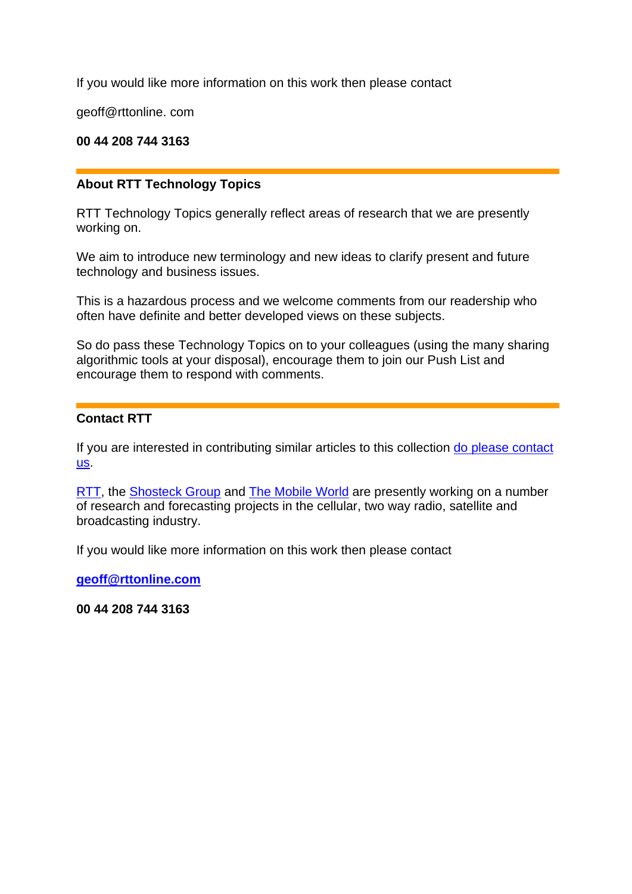If you would like more information on this work then please contact

geoff@rttonline. com

**00 44 208 744 3163**

---

## About RTT Technology Topics

RTT Technology Topics generally reflect areas of research that we are presently working on.

We aim to introduce new terminology and new ideas to clarify present and future technology and business issues.

This is a hazardous process and we welcome comments from our readership who often have definite and better developed views on these subjects.

So do pass these Technology Topics on to your colleagues (using the many sharing algorithmic tools at your disposal), encourage them to join our Push List and encourage them to respond with comments.

---

## Contact RTT

If you are interested in contributing similar articles to this collection do please contact us.

RTT, the Shosteck Group and The Mobile World are presently working on a number of research and forecasting projects in the cellular, two way radio, satellite and broadcasting industry.

If you would like more information on this work then please contact

**geoff@rttonline.com**

**00 44 208 744 3163**